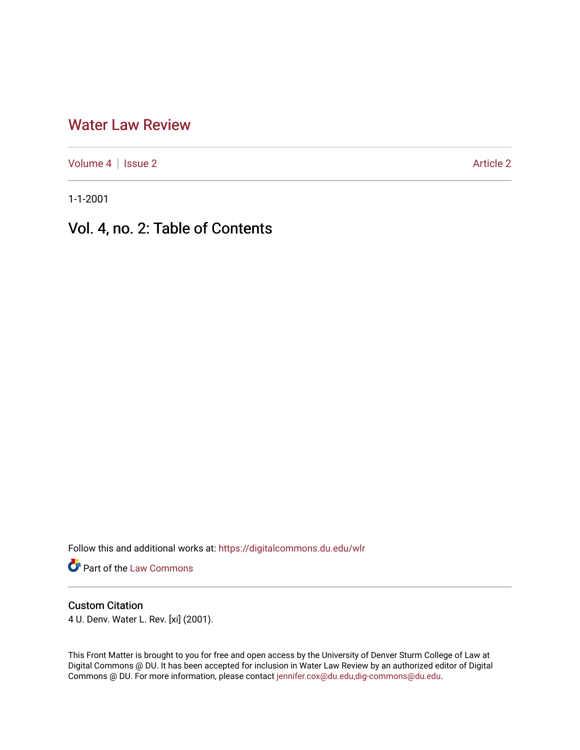# Water Law Review

Volume 4 | Issue 2 Article 2

1-1-2001

## Vol. 4, no. 2: Table of Contents

Follow this and additional works at: https://digitalcommons.du.edu/wlr

Part of the Law Commons

### Custom Citation

4 U. Denv. Water L. Rev. [xi] (2001).

This Front Matter is brought to you for free and open access by the University of Denver Sturm College of Law at Digital Commons @ DU. It has been accepted for inclusion in Water Law Review by an authorized editor of Digital Commons @ DU. For more information, please contact jennifer.cox@du.edu,dig-commons@du.edu.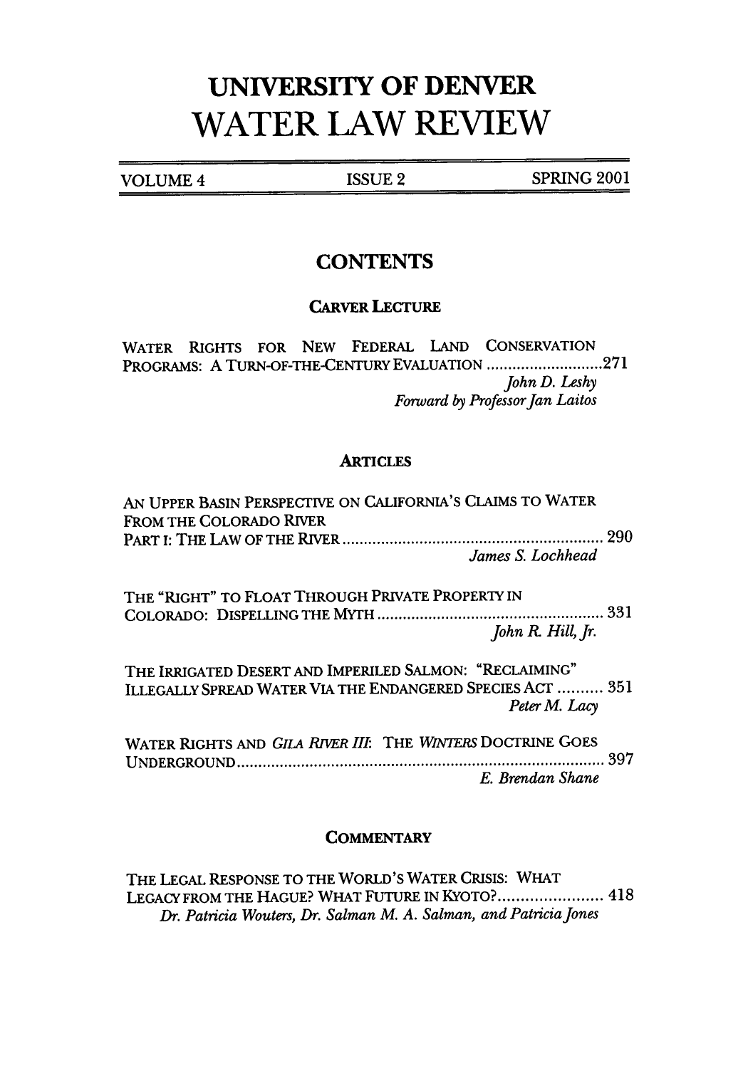# UNIVERSITY OF DENVER WATER LAW REVIEW

VOLUME 4 | ISSUE 2 | SPRING 2001

## CONTENTS

### CARVER LECTURE

WATER RIGHTS FOR NEW FEDERAL LAND CONSERVATION PROGRAMS: A TURN-OF-THE-CENTURY EVALUATION ........................... 271
*John D. Leshy*
*Forward by Professor Jan Laitos*

### ARTICLES

AN UPPER BASIN PERSPECTIVE ON CALIFORNIA'S CLAIMS TO WATER FROM THE COLORADO RIVER
PART I: THE LAW OF THE RIVER ............................................................. 290
*James S. Lochhead*

THE "RIGHT" TO FLOAT THROUGH PRIVATE PROPERTY IN COLORADO: DISPELLING THE MYTH .................................................... 331
*John R. Hill, Jr.*

THE IRRIGATED DESERT AND IMPERILED SALMON: "RECLAIMING" ILLEGALLY SPREAD WATER VIA THE ENDANGERED SPECIES ACT .......... 351
*Peter M. Lacy*

WATER RIGHTS AND *GILA RIVER III*: THE *WINTERS* DOCTRINE GOES UNDERGROUND ...................................................................................... 397
*E. Brendan Shane*

### COMMENTARY

THE LEGAL RESPONSE TO THE WORLD'S WATER CRISIS: WHAT LEGACY FROM THE HAGUE? WHAT FUTURE IN KYOTO?........................ 418
*Dr. Patricia Wouters, Dr. Salman M. A. Salman, and Patricia Jones*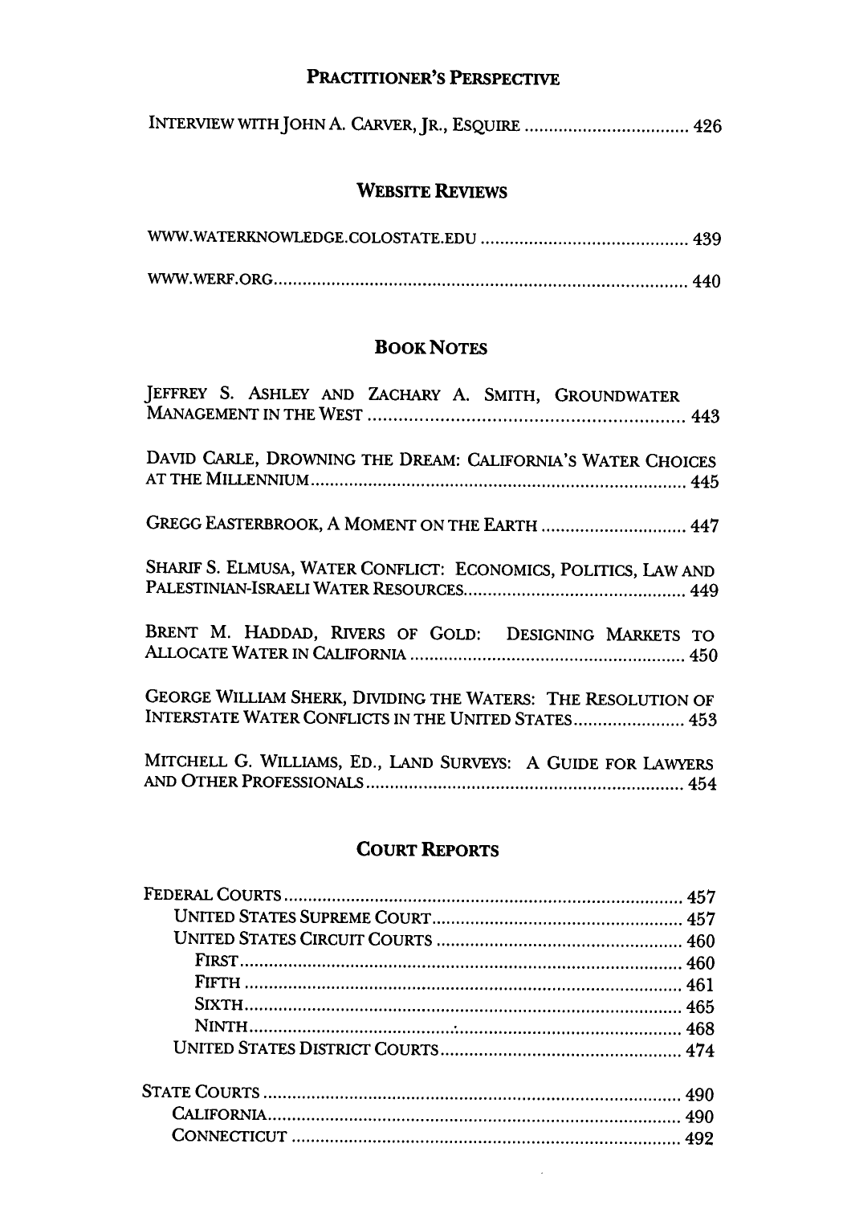## PRACTITIONER'S PERSPECTIVE

INTERVIEW WITH JOHN A. CARVER, JR., ESQUIRE .................................. 426

## WEBSITE REVIEWS

WWW.WATERKNOWLEDGE.COLOSTATE.EDU ........................................... 439

WWW.WERF.ORG........................................................................................ 440

## BOOK NOTES

JEFFREY S. ASHLEY AND ZACHARY A. SMITH, GROUNDWATER MANAGEMENT IN THE WEST ................................................................ 443

DAVID CARLE, DROWNING THE DREAM: CALIFORNIA'S WATER CHOICES AT THE MILLENNIUM.............................................................................. 445

GREGG EASTERBROOK, A MOMENT ON THE EARTH .............................. 447

SHARIF S. ELMUSA, WATER CONFLICT: ECONOMICS, POLITICS, LAW AND PALESTINIAN-ISRAELI WATER RESOURCES.............................................. 449

BRENT M. HADDAD, RIVERS OF GOLD: DESIGNING MARKETS TO ALLOCATE WATER IN CALIFORNIA ......................................................... 450

GEORGE WILLIAM SHERK, DIVIDING THE WATERS: THE RESOLUTION OF INTERSTATE WATER CONFLICTS IN THE UNITED STATES....................... 453

MITCHELL G. WILLIAMS, ED., LAND SURVEYS: A GUIDE FOR LAWYERS AND OTHER PROFESSIONALS.................................................................. 454

## COURT REPORTS

FEDERAL COURTS ................................................................................. 457
- UNITED STATES SUPREME COURT.................................................... 457
- UNITED STATES CIRCUIT COURTS ................................................... 460
  - FIRST............................................................................................ 460
  - FIFTH ........................................................................................... 461
  - SIXTH........................................................................................... 465
  - NINTH.......................................................................................... 468
- UNITED STATES DISTRICT COURTS.................................................. 474

STATE COURTS ....................................................................................... 490
- CALIFORNIA....................................................................................... 490
- CONNECTICUT ................................................................................... 492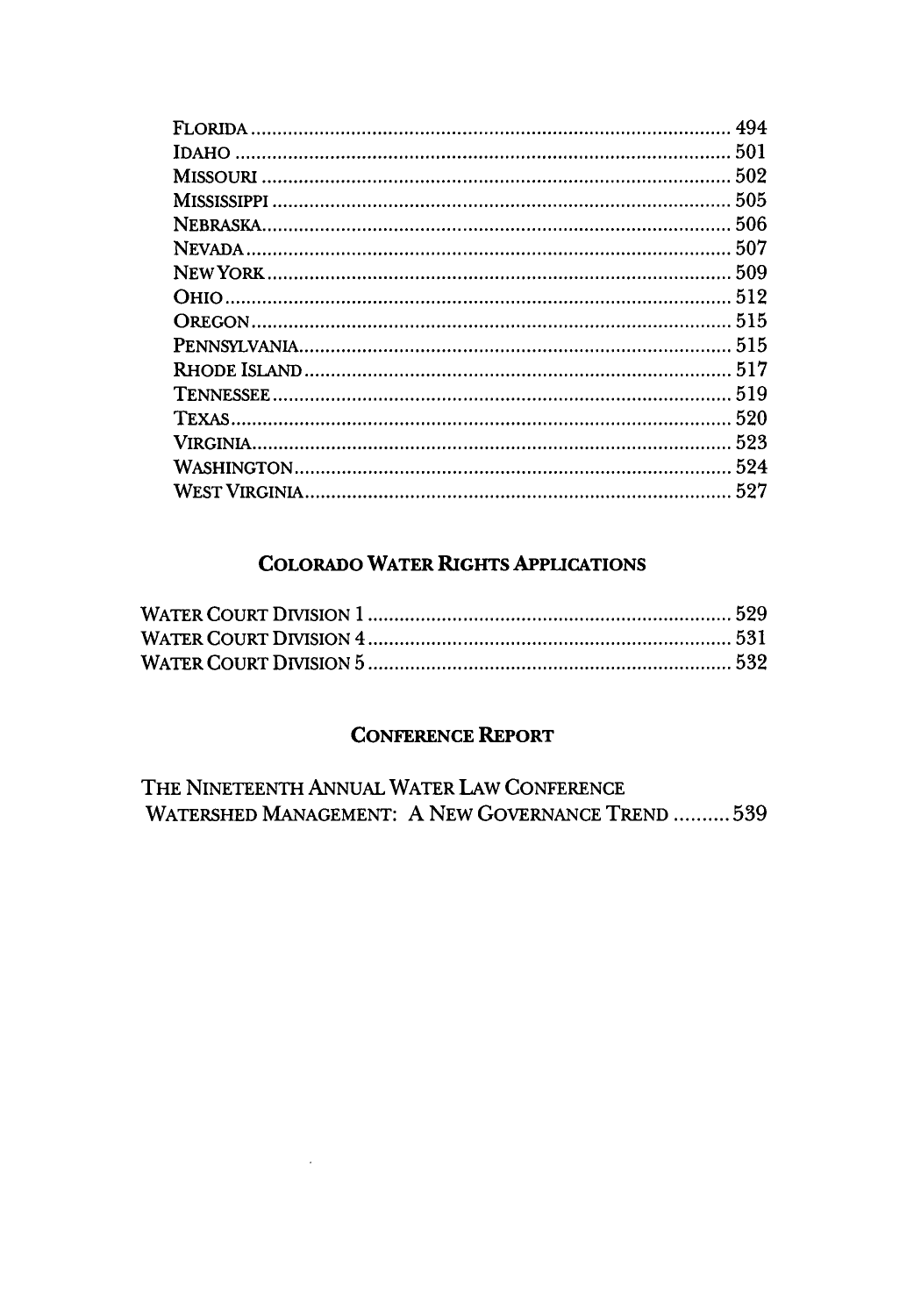FLORIDA ........................................................................................ 494
IDAHO ............................................................................................ 501
MISSOURI ....................................................................................... 502
MISSISSIPPI .................................................................................... 505
NEBRASKA...................................................................................... 506
NEVADA ......................................................................................... 507
NEW YORK ..................................................................................... 509
OHIO .............................................................................................. 512
OREGON ........................................................................................ 515
PENNSYLVANIA ............................................................................... 515
RHODE ISLAND .............................................................................. 517
TENNESSEE .................................................................................... 519
TEXAS ............................................................................................ 520
VIRGINIA ........................................................................................ 523
WASHINGTON ................................................................................. 524
WEST VIRGINIA .............................................................................. 527

## COLORADO WATER RIGHTS APPLICATIONS

WATER COURT DIVISION 1 ................................................................... 529
WATER COURT DIVISION 4 ................................................................... 531
WATER COURT DIVISION 5 ................................................................... 532

## CONFERENCE REPORT

THE NINETEENTH ANNUAL WATER LAW CONFERENCE
WATERSHED MANAGEMENT: A NEW GOVERNANCE TREND .......... 539